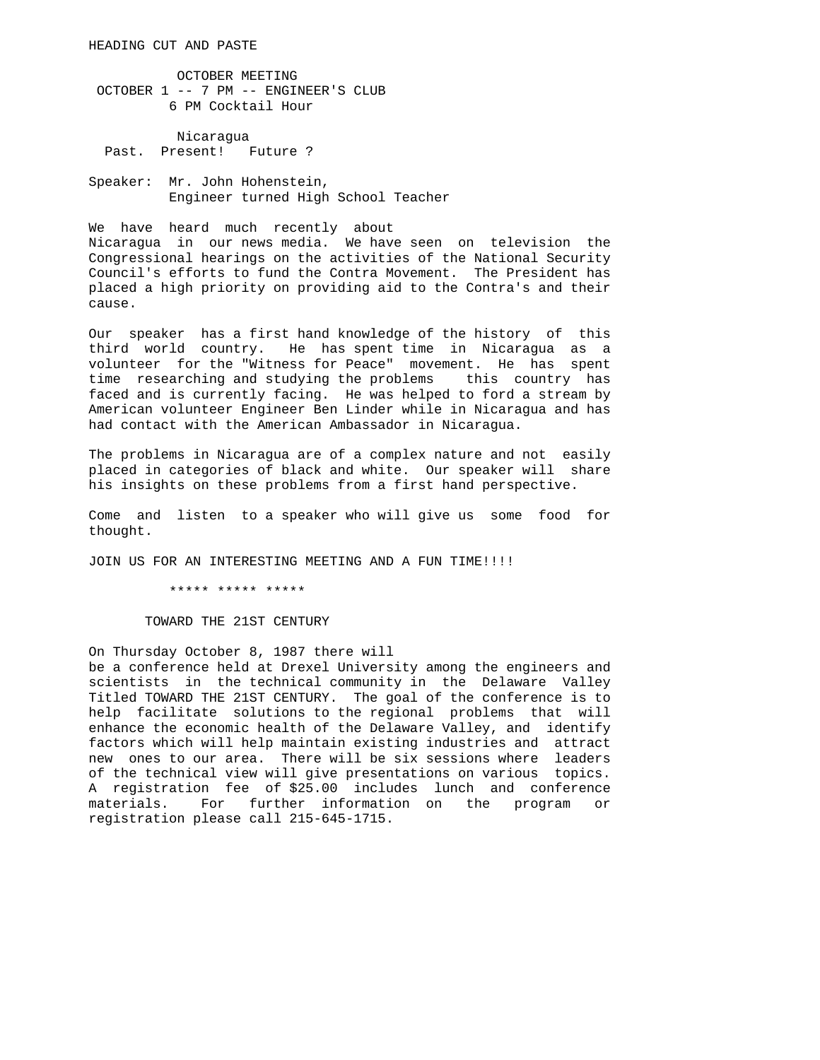HEADING CUT AND PASTE

## OCTOBER MEETING

**OCTOBER 1 -- 7 PM -- ENGINEER'S CLUB**
6 PM Cocktail Hour

### Nicaragua
### Past. Present! Future ?

Speaker: Mr. John Hohenstein,
Engineer turned High School Teacher

We have heard much recently about Nicaragua in our news media. We have seen on television the Congressional hearings on the activities of the National Security Council's efforts to fund the Contra Movement. The President has placed a high priority on providing aid to the Contra's and their cause.

Our speaker has a first hand knowledge of the history of this third world country. He has spent time in Nicaragua as a volunteer for the "Witness for Peace" movement. He has spent time researching and studying the problems this country has faced and is currently facing. He was helped to ford a stream by American volunteer Engineer Ben Linder while in Nicaragua and has had contact with the American Ambassador in Nicaragua.

The problems in Nicaragua are of a complex nature and not easily placed in categories of black and white. Our speaker will share his insights on these problems from a first hand perspective.

Come and listen to a speaker who will give us some food for thought.

JOIN US FOR AN INTERESTING MEETING AND A FUN TIME!!!!

***** ***** *****

## TOWARD THE 21ST CENTURY

On Thursday October 8, 1987 there will be a conference held at Drexel University among the engineers and scientists in the technical community in the Delaware Valley Titled TOWARD THE 21ST CENTURY. The goal of the conference is to help facilitate solutions to the regional problems that will enhance the economic health of the Delaware Valley, and identify factors which will help maintain existing industries and attract new ones to our area. There will be six sessions where leaders of the technical view will give presentations on various topics. A registration fee of $25.00 includes lunch and conference materials. For further information on the program or registration please call 215-645-1715.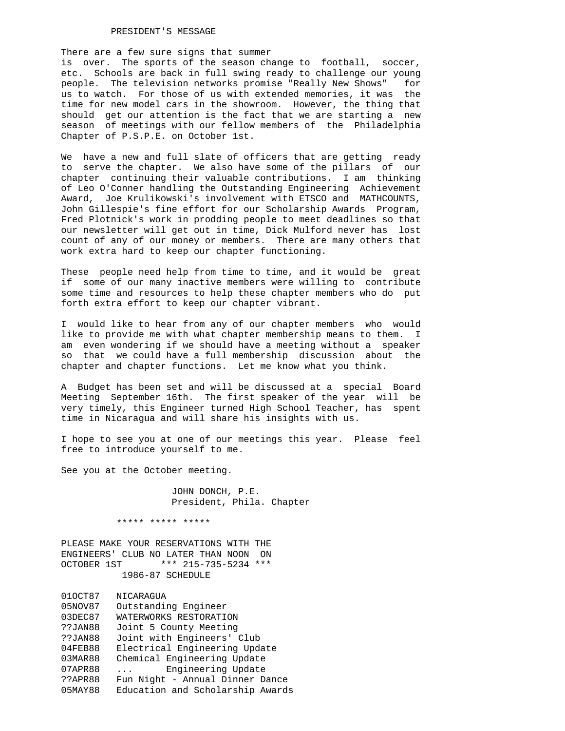## PRESIDENT'S MESSAGE

There are a few sure signs that summer is over. The sports of the season change to football, soccer, etc. Schools are back in full swing ready to challenge our young people. The television networks promise "Really New Shows" for us to watch. For those of us with extended memories, it was the time for new model cars in the showroom. However, the thing that should get our attention is the fact that we are starting a new season of meetings with our fellow members of the Philadelphia Chapter of P.S.P.E. on October 1st.

We have a new and full slate of officers that are getting ready to serve the chapter. We also have some of the pillars of our chapter continuing their valuable contributions. I am thinking of Leo O'Conner handling the Outstanding Engineering Achievement Award, Joe Krulikowski's involvement with ETSCO and MATHCOUNTS, John Gillespie's fine effort for our Scholarship Awards Program, Fred Plotnick's work in prodding people to meet deadlines so that our newsletter will get out in time, Dick Mulford never has lost count of any of our money or members. There are many others that work extra hard to keep our chapter functioning.

These people need help from time to time, and it would be great if some of our many inactive members were willing to contribute some time and resources to help these chapter members who do put forth extra effort to keep our chapter vibrant.

I would like to hear from any of our chapter members who would like to provide me with what chapter membership means to them. I am even wondering if we should have a meeting without a speaker so that we could have a full membership discussion about the chapter and chapter functions. Let me know what you think.

A Budget has been set and will be discussed at a special Board Meeting September 16th. The first speaker of the year will be very timely, this Engineer turned High School Teacher, has spent time in Nicaragua and will share his insights with us.

I hope to see you at one of our meetings this year. Please feel free to introduce yourself to me.

See you at the October meeting.

JOHN DONCH, P.E.
President, Phila. Chapter

***** ***** *****

PLEASE MAKE YOUR RESERVATIONS WITH THE ENGINEERS' CLUB NO LATER THAN NOON ON OCTOBER 1ST *** 215-735-5234 ***

### 1986-87 SCHEDULE

| | |
|---|---|
| 01OCT87 | NICARAGUA |
| 05NOV87 | Outstanding Engineer |
| 03DEC87 | WATERWORKS RESTORATION |
| ??JAN88 | Joint 5 County Meeting |
| ??JAN88 | Joint with Engineers' Club |
| 04FEB88 | Electrical Engineering Update |
| 03MAR88 | Chemical Engineering Update |
| 07APR88 | ... Engineering Update |
| ??APR88 | Fun Night - Annual Dinner Dance |
| 05MAY88 | Education and Scholarship Awards |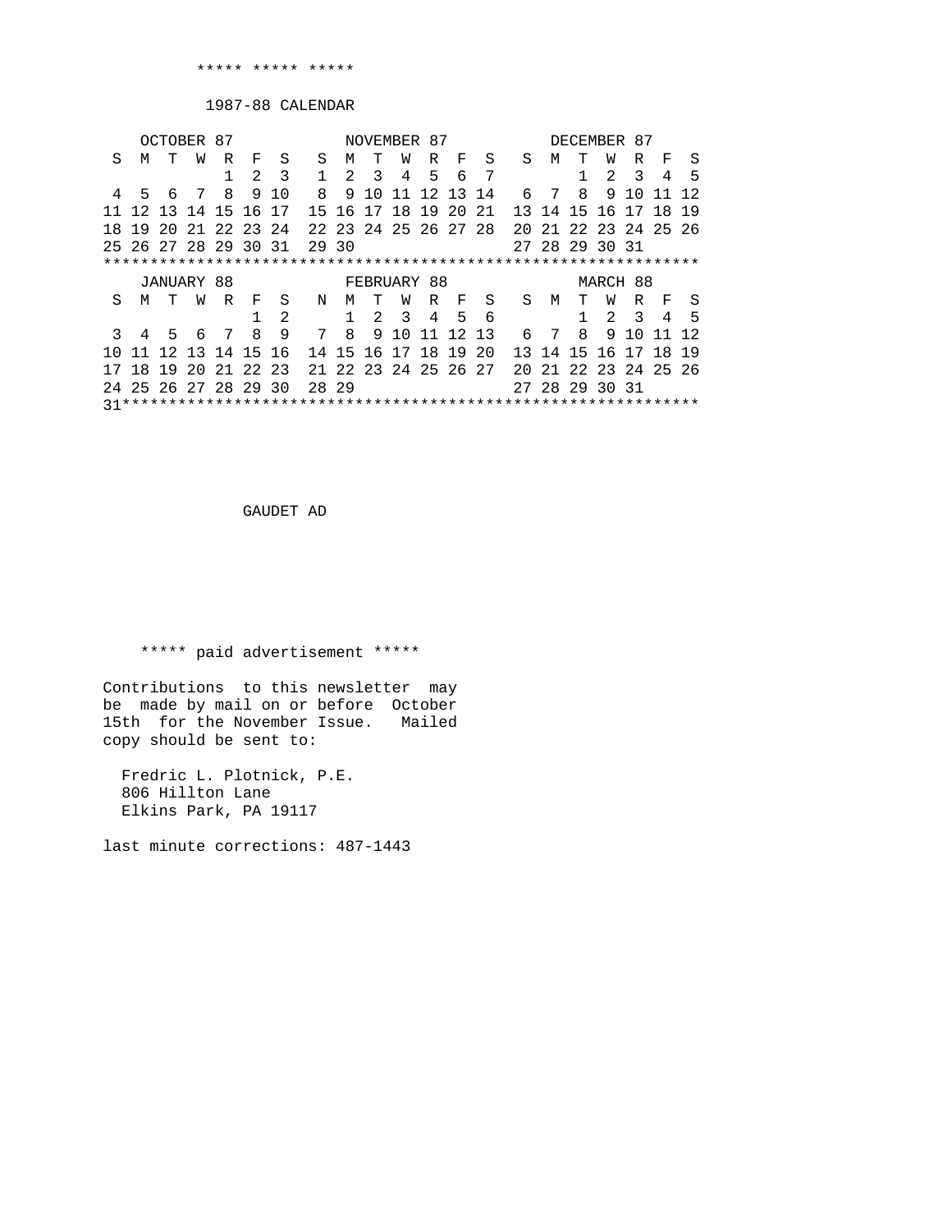***** ***** *****

# 1987-88 CALENDAR

```
    OCTOBER 87            NOVEMBER 87           DECEMBER 87
 S  M  T  W  R  F  S   S  M  T  W  R  F  S   S  M  T  W  R  F  S
             1  2  3   1  2  3  4  5  6  7         1  2  3  4  5
 4  5  6  7  8  9 10   8  9 10 11 12 13 14   6  7  8  9 10 11 12
11 12 13 14 15 16 17  15 16 17 18 19 20 21  13 14 15 16 17 18 19
18 19 20 21 22 23 24  22 23 24 25 26 27 28  20 21 22 23 24 25 26
25 26 27 28 29 30 31  29 30                 27 28 29 30 31
*****************************************************************
    JANUARY 88            FEBRUARY 88             MARCH 88
 S  M  T  W  R  F  S   N  M  T  W  R  F  S   S  M  T  W  R  F  S
                1  2      1  2  3  4  5  6         1  2  3  4  5
 3  4  5  6  7  8  9   7  8  9 10 11 12 13   6  7  8  9 10 11 12
10 11 12 13 14 15 16  14 15 16 17 18 19 20  13 14 15 16 17 18 19
17 18 19 20 21 22 23  21 22 23 24 25 26 27  20 21 22 23 24 25 26
24 25 26 27 28 29 30  28 29                 27 28 29 30 31
31***************************************************************
```

GAUDET AD

***** paid advertisement *****

Contributions to this newsletter may be made by mail on or before October 15th for the November Issue. Mailed copy should be sent to:

Fredric L. Plotnick, P.E.
806 Hillton Lane
Elkins Park, PA 19117

last minute corrections: 487-1443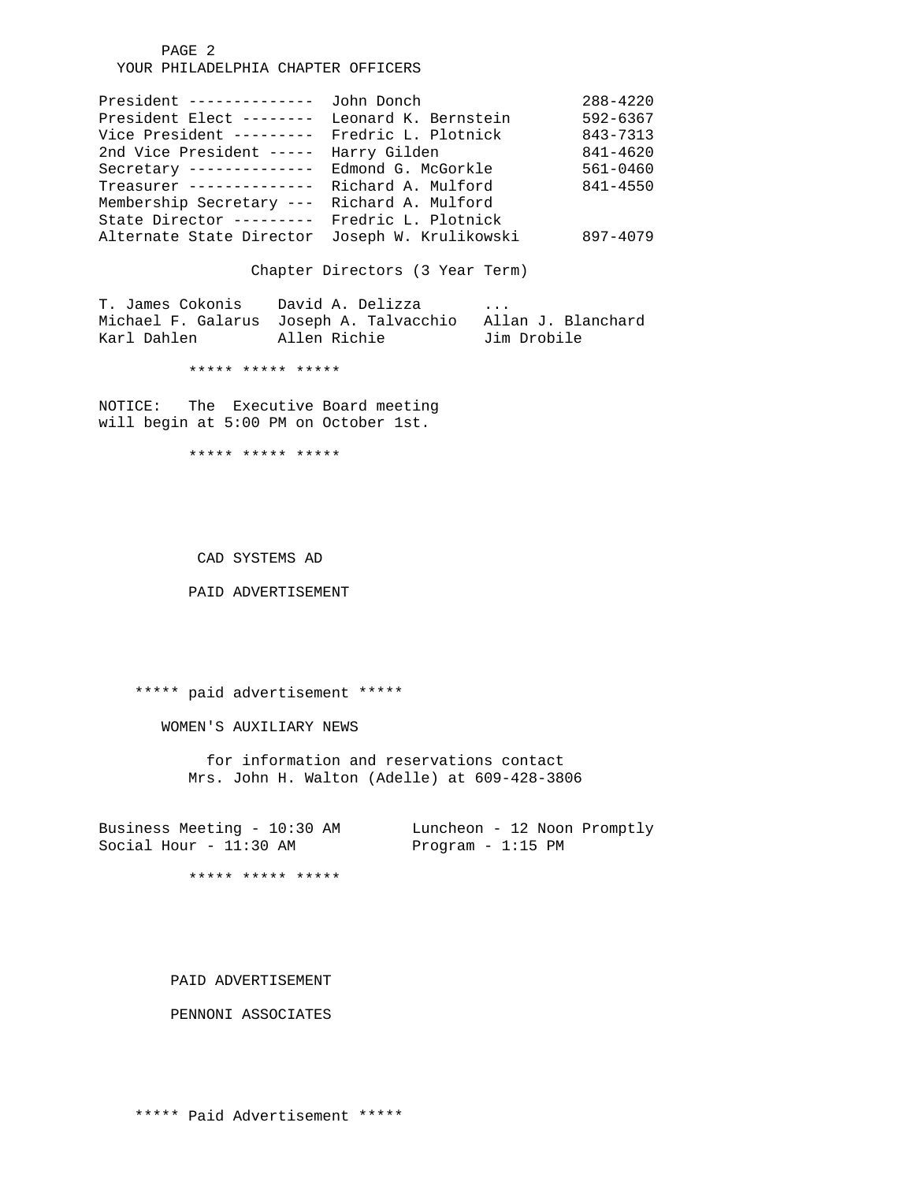## YOUR PHILADELPHIA CHAPTER OFFICERS

| Office | Name | Phone |
|---|---|---|
| President | John Donch | 288-4220 |
| President Elect | Leonard K. Bernstein | 592-6367 |
| Vice President | Fredric L. Plotnick | 843-7313 |
| 2nd Vice President | Harry Gilden | 841-4620 |
| Secretary | Edmond G. McGorkle | 561-0460 |
| Treasurer | Richard A. Mulford | 841-4550 |
| Membership Secretary | Richard A. Mulford | |
| State Director | Fredric L. Plotnick | |
| Alternate State Director | Joseph W. Krulikowski | 897-4079 |

### Chapter Directors (3 Year Term)

| | | |
|---|---|---|
| T. James Cokonis | David A. Delizza | ... |
| Michael F. Galarus | Joseph A. Talvacchio | Allan J. Blanchard |
| Karl Dahlen | Allen Richie | Jim Drobile |

***** ***** *****

NOTICE: The Executive Board meeting will begin at 5:00 PM on October 1st.

***** ***** *****

CAD SYSTEMS AD

PAID ADVERTISEMENT

***** paid advertisement *****

## WOMEN'S AUXILIARY NEWS

for information and reservations contact
Mrs. John H. Walton (Adelle) at 609-428-3806

Business Meeting - 10:30 AM
Social Hour - 11:30 AM
Luncheon - 12 Noon Promptly
Program - 1:15 PM

***** ***** *****

PAID ADVERTISEMENT

PENNONI ASSOCIATES

***** Paid Advertisement *****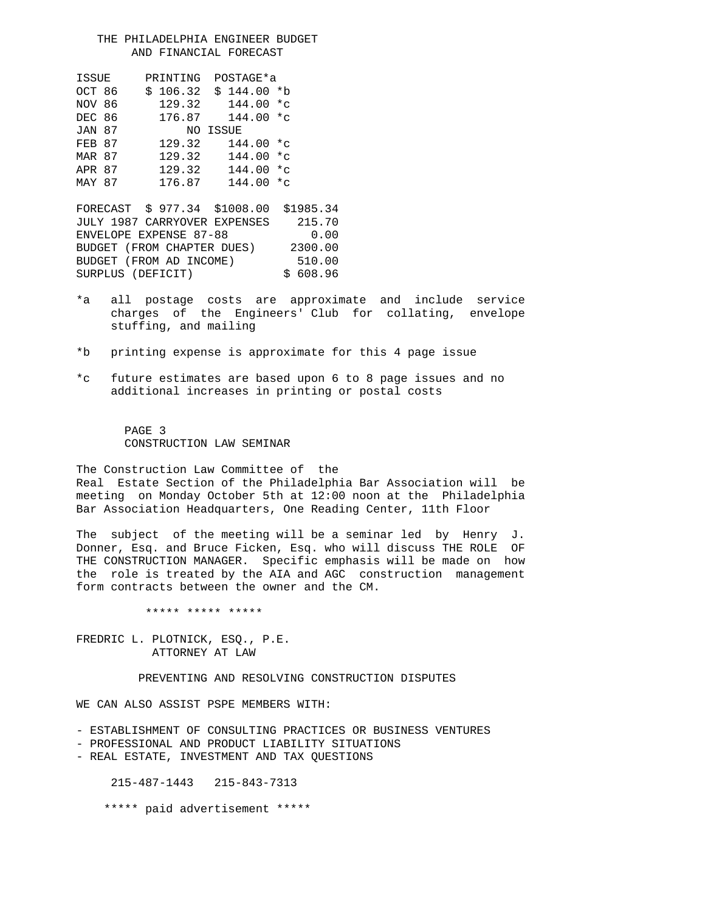# THE PHILADELPHIA ENGINEER BUDGET AND FINANCIAL FORECAST

| ISSUE | PRINTING | POSTAGE*a | |
|---|---|---|---|
| OCT 86 | $ 106.32 | $ 144.00 *b | |
| NOV 86 | 129.32 | 144.00 *c | |
| DEC 86 | 176.87 | 144.00 *c | |
| JAN 87 | NO ISSUE | | |
| FEB 87 | 129.32 | 144.00 *c | |
| MAR 87 | 129.32 | 144.00 *c | |
| APR 87 | 129.32 | 144.00 *c | |
| MAY 87 | 176.87 | 144.00 *c | |
| FORECAST | $ 977.34 | $1008.00 | $1985.34 |
| JULY 1987 CARRYOVER EXPENSES | | | 215.70 |
| ENVELOPE EXPENSE 87-88 | | | 0.00 |
| BUDGET (FROM CHAPTER DUES) | | | 2300.00 |
| BUDGET (FROM AD INCOME) | | | 510.00 |
| SURPLUS (DEFICIT) | | | $ 608.96 |

*a all postage costs are approximate and include service charges of the Engineers' Club for collating, envelope stuffing, and mailing

*b printing expense is approximate for this 4 page issue

*c future estimates are based upon 6 to 8 page issues and no additional increases in printing or postal costs

## PAGE 3 CONSTRUCTION LAW SEMINAR

The Construction Law Committee of the Real Estate Section of the Philadelphia Bar Association will be meeting on Monday October 5th at 12:00 noon at the Philadelphia Bar Association Headquarters, One Reading Center, 11th Floor

The subject of the meeting will be a seminar led by Henry J. Donner, Esq. and Bruce Ficken, Esq. who will discuss THE ROLE OF THE CONSTRUCTION MANAGER. Specific emphasis will be made on how the role is treated by the AIA and AGC construction management form contracts between the owner and the CM.

***** ***** *****

FREDRIC L. PLOTNICK, ESQ., P.E.
ATTORNEY AT LAW

PREVENTING AND RESOLVING CONSTRUCTION DISPUTES

WE CAN ALSO ASSIST PSPE MEMBERS WITH:

- ESTABLISHMENT OF CONSULTING PRACTICES OR BUSINESS VENTURES
- PROFESSIONAL AND PRODUCT LIABILITY SITUATIONS
- REAL ESTATE, INVESTMENT AND TAX QUESTIONS

215-487-1443 215-843-7313

***** paid advertisement *****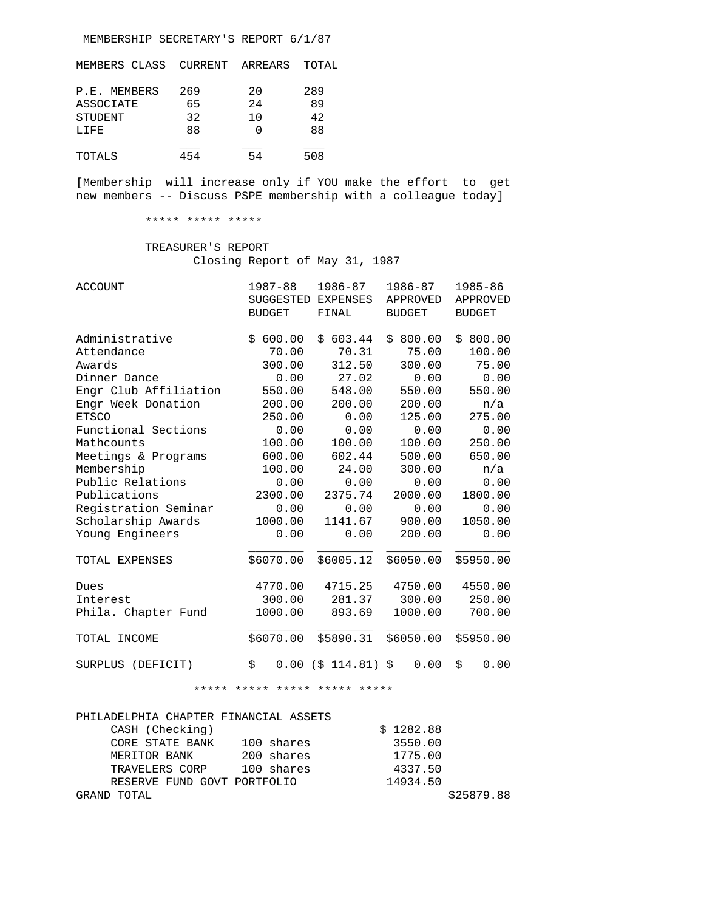## MEMBERSHIP SECRETARY'S REPORT 6/1/87

| MEMBERS CLASS | CURRENT | ARREARS | TOTAL |
|---|---|---|---|
| P.E. MEMBERS | 269 | 20 | 289 |
| ASSOCIATE | 65 | 24 | 89 |
| STUDENT | 32 | 10 | 42 |
| LIFE | 88 | 0 | 88 |
| TOTALS | 454 | 54 | 508 |

[Membership will increase only if YOU make the effort to get new members -- Discuss PSPE membership with a colleague today]

***** ***** *****

## TREASURER'S REPORT

Closing Report of May 31, 1987

| ACCOUNT | 1987-88 SUGGESTED BUDGET | 1986-87 EXPENSES FINAL | 1986-87 APPROVED BUDGET | 1985-86 APPROVED BUDGET |
|---|---|---|---|---|
| Administrative | $ 600.00 | $ 603.44 | $ 800.00 | $ 800.00 |
| Attendance | 70.00 | 70.31 | 75.00 | 100.00 |
| Awards | 300.00 | 312.50 | 300.00 | 75.00 |
| Dinner Dance | 0.00 | 27.02 | 0.00 | 0.00 |
| Engr Club Affiliation | 550.00 | 548.00 | 550.00 | 550.00 |
| Engr Week Donation | 200.00 | 200.00 | 200.00 | n/a |
| ETSCO | 250.00 | 0.00 | 125.00 | 275.00 |
| Functional Sections | 0.00 | 0.00 | 0.00 | 0.00 |
| Mathcounts | 100.00 | 100.00 | 100.00 | 250.00 |
| Meetings & Programs | 600.00 | 602.44 | 500.00 | 650.00 |
| Membership | 100.00 | 24.00 | 300.00 | n/a |
| Public Relations | 0.00 | 0.00 | 0.00 | 0.00 |
| Publications | 2300.00 | 2375.74 | 2000.00 | 1800.00 |
| Registration Seminar | 0.00 | 0.00 | 0.00 | 0.00 |
| Scholarship Awards | 1000.00 | 1141.67 | 900.00 | 1050.00 |
| Young Engineers | 0.00 | 0.00 | 200.00 | 0.00 |
| TOTAL EXPENSES | $6070.00 | $6005.12 | $6050.00 | $5950.00 |
| Dues | 4770.00 | 4715.25 | 4750.00 | 4550.00 |
| Interest | 300.00 | 281.37 | 300.00 | 250.00 |
| Phila. Chapter Fund | 1000.00 | 893.69 | 1000.00 | 700.00 |
| TOTAL INCOME | $6070.00 | $5890.31 | $6050.00 | $5950.00 |
| SURPLUS (DEFICIT) | $ 0.00 | ($ 114.81) | $ 0.00 | $ 0.00 |

***** ***** ***** ***** *****

## PHILADELPHIA CHAPTER FINANCIAL ASSETS

| | | | |
|---|---|---|---|
| CASH (Checking) | | $ 1282.88 | |
| CORE STATE BANK | 100 shares | 3550.00 | |
| MERITOR BANK | 200 shares | 1775.00 | |
| TRAVELERS CORP | 100 shares | 4337.50 | |
| RESERVE FUND GOVT PORTFOLIO | | 14934.50 | |
| GRAND TOTAL | | | $25879.88 |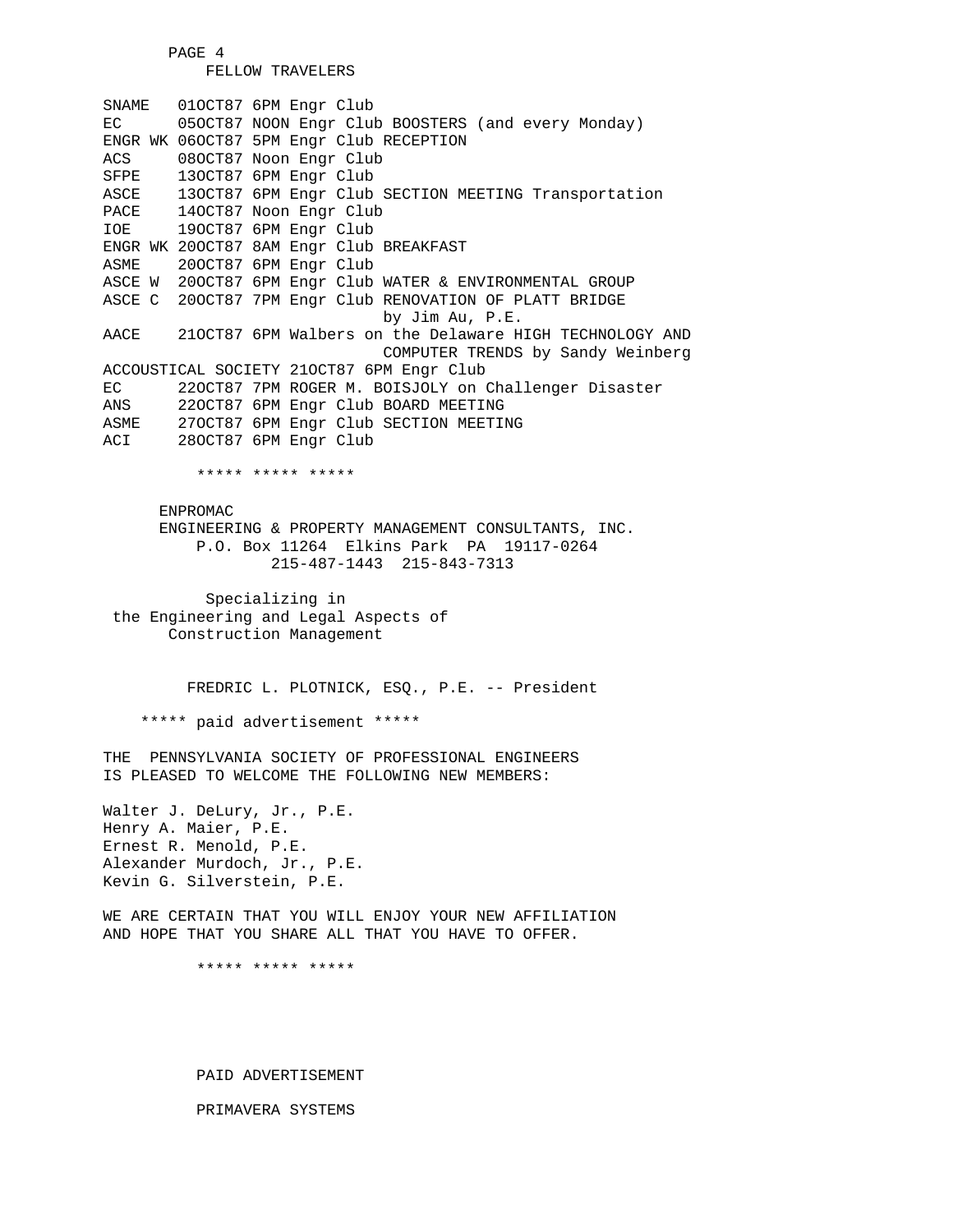## FELLOW TRAVELERS

```
SNAME   01OCT87 6PM Engr Club
EC      05OCT87 NOON Engr Club BOOSTERS (and every Monday)
ENGR WK 06OCT87 5PM Engr Club RECEPTION
ACS     08OCT87 Noon Engr Club
SFPE    13OCT87 6PM Engr Club
ASCE    13OCT87 6PM Engr Club SECTION MEETING Transportation
PACE    14OCT87 Noon Engr Club
IOE     19OCT87 6PM Engr Club
ENGR WK 20OCT87 8AM Engr Club BREAKFAST
ASME    20OCT87 6PM Engr Club
ASCE W  20OCT87 6PM Engr Club WATER & ENVIRONMENTAL GROUP
ASCE C  20OCT87 7PM Engr Club RENOVATION OF PLATT BRIDGE
                              by Jim Au, P.E.
AACE    21OCT87 6PM Walbers on the Delaware HIGH TECHNOLOGY AND
                              COMPUTER TRENDS by Sandy Weinberg
ACCOUSTICAL SOCIETY 21OCT87 6PM Engr Club
EC      22OCT87 7PM ROGER M. BOISJOLY on Challenger Disaster
ANS     22OCT87 6PM Engr Club BOARD MEETING
ASME    27OCT87 6PM Engr Club SECTION MEETING
ACI     28OCT87 6PM Engr Club
```

***** ***** *****

ENPROMAC
ENGINEERING & PROPERTY MANAGEMENT CONSULTANTS, INC.
P.O. Box 11264 Elkins Park PA 19117-0264
215-487-1443 215-843-7313

Specializing in
the Engineering and Legal Aspects of
Construction Management

FREDRIC L. PLOTNICK, ESQ., P.E. -- President

***** paid advertisement *****

THE PENNSYLVANIA SOCIETY OF PROFESSIONAL ENGINEERS
IS PLEASED TO WELCOME THE FOLLOWING NEW MEMBERS:

Walter J. DeLury, Jr., P.E.
Henry A. Maier, P.E.
Ernest R. Menold, P.E.
Alexander Murdoch, Jr., P.E.
Kevin G. Silverstein, P.E.

WE ARE CERTAIN THAT YOU WILL ENJOY YOUR NEW AFFILIATION
AND HOPE THAT YOU SHARE ALL THAT YOU HAVE TO OFFER.

***** ***** *****

PAID ADVERTISEMENT

PRIMAVERA SYSTEMS